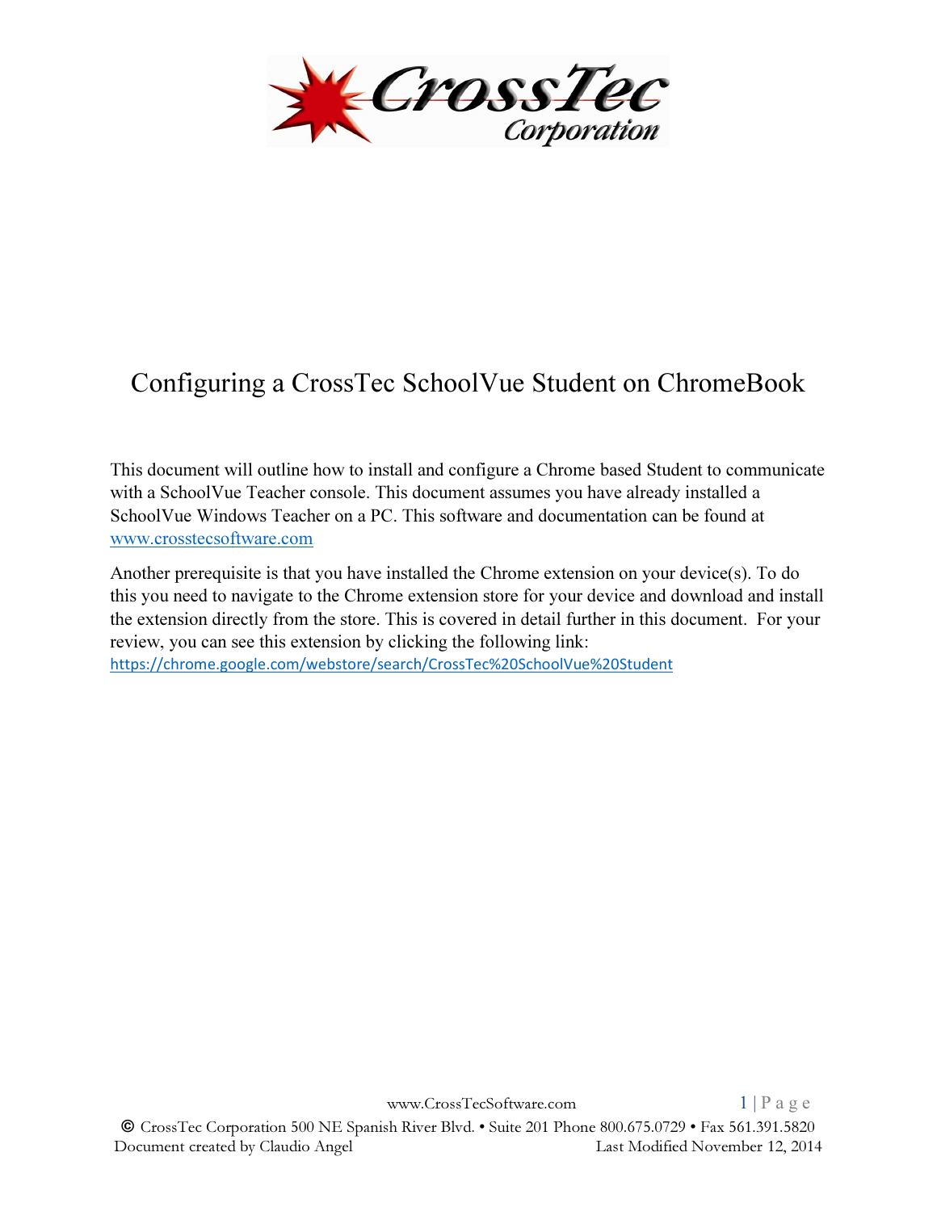# Configuring a CrossTec SchoolVue Student on ChromeBook

This document will outline how to install and configure a Chrome based Student to communicate with a SchoolVue Teacher console. This document assumes you have already installed a SchoolVue Windows Teacher on a PC. This software and documentation can be found at [www.crosstecsoftware.com](http://www.crosstecsoftware.com)

Another prerequisite is that you have installed the Chrome extension on your device(s). To do this you need to navigate to the Chrome extension store for your device and download and install the extension directly from the store. This is covered in detail further in this document. For your review, you can see this extension by clicking the following link: [https://chrome.google.com/webstore/search/CrossTec%20SchoolVue%20Student](https://chrome.google.com/webstore/search/CrossTec%20SchoolVue%20Student)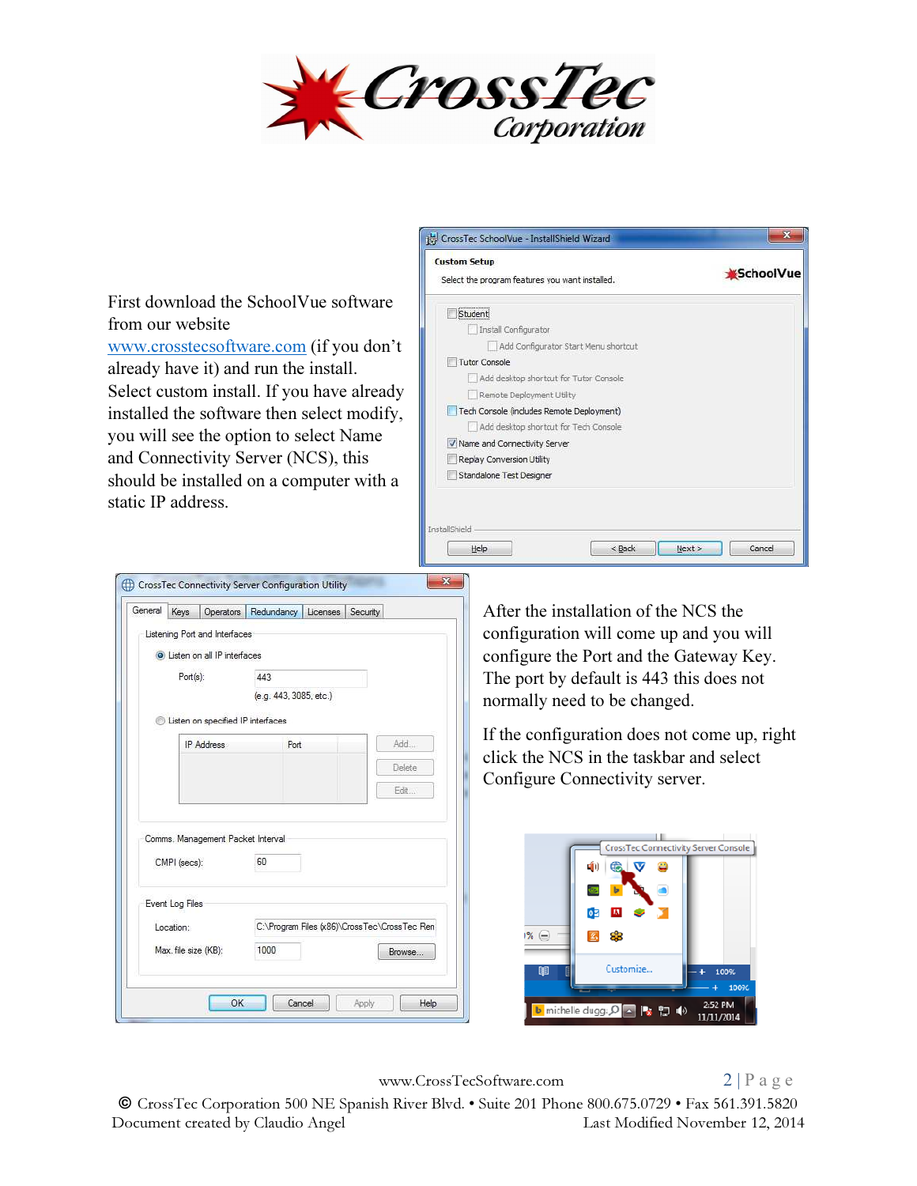First download the SchoolVue software from our website [www.crosstecsoftware.com](http://www.crosstecsoftware.com) (if you don't already have it) and run the install. Select custom install. If you have already installed the software then select modify, you will see the option to select Name and Connectivity Server (NCS), this should be installed on a computer with a static IP address.

After the installation of the NCS the configuration will come up and you will configure the Port and the Gateway Key. The port by default is 443 this does not normally need to be changed.

If the configuration does not come up, right click the NCS in the taskbar and select Configure Connectivity server.

www.CrossTecSoftware.com

© CrossTec Corporation 500 NE Spanish River Blvd. • Suite 201 Phone 800.675.0729 • Fax 561.391.5820
Document created by Claudio Angel Last Modified November 12, 2014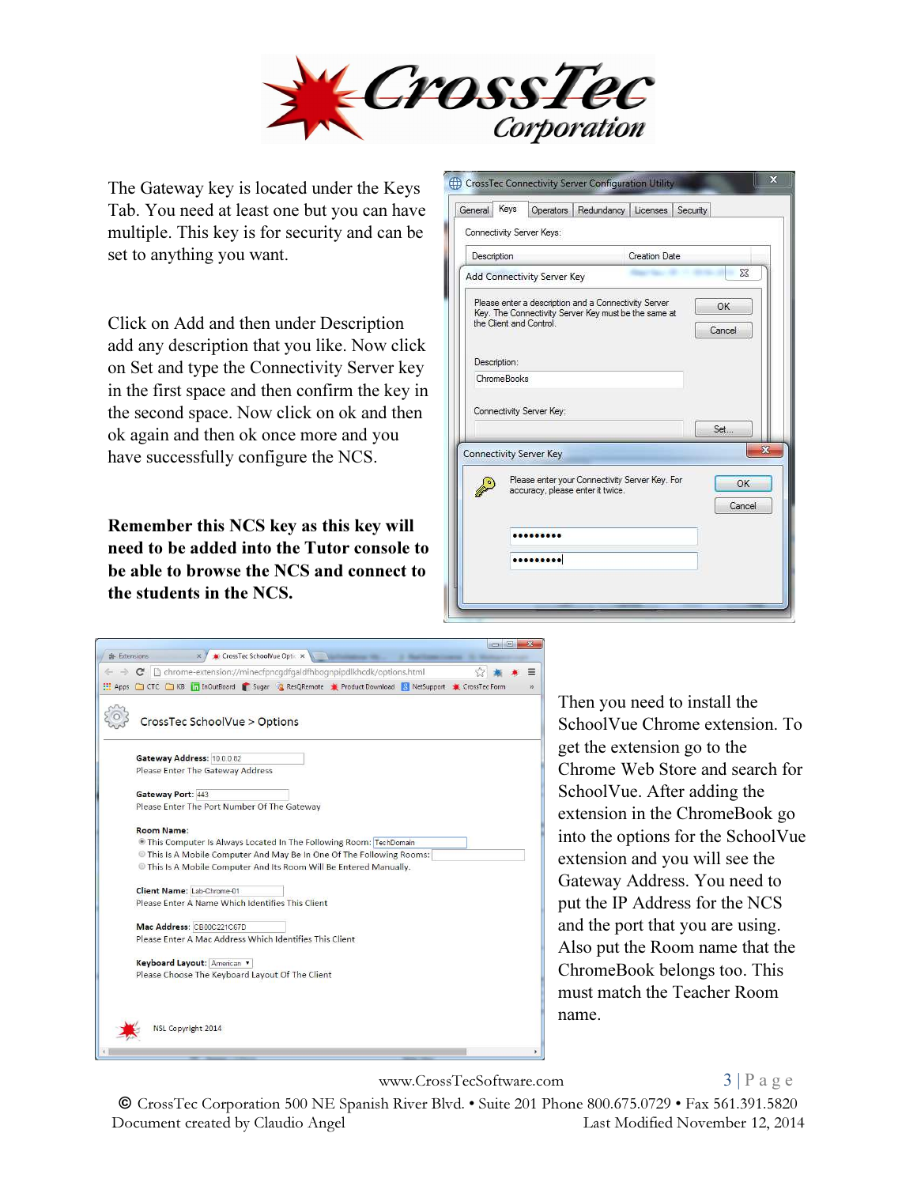The Gateway key is located under the Keys Tab. You need at least one but you can have multiple. This key is for security and can be set to anything you want.

Click on Add and then under Description add any description that you like. Now click on Set and type the Connectivity Server key in the first space and then confirm the key in the second space. Now click on ok and then ok again and then ok once more and you have successfully configure the NCS.

**Remember this NCS key as this key will need to be added into the Tutor console to be able to browse the NCS and connect to the students in the NCS.**

Then you need to install the SchoolVue Chrome extension. To get the extension go to the Chrome Web Store and search for SchoolVue. After adding the extension in the ChromeBook go into the options for the SchoolVue extension and you will see the Gateway Address. You need to put the IP Address for the NCS and the port that you are using. Also put the Room name that the ChromeBook belongs too. This must match the Teacher Room name.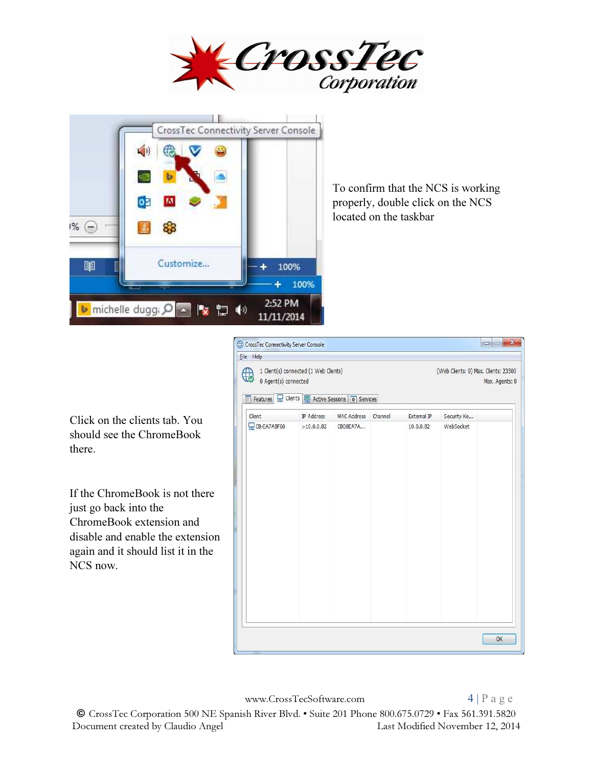To confirm that the NCS is working properly, double click on the NCS located on the taskbar

Click on the clients tab. You should see the ChromeBook there.

If the ChromeBook is not there just go back into the ChromeBook extension and disable and enable the extension again and it should list it in the NCS now.

www.CrossTecSoftware.com

© CrossTec Corporation 500 NE Spanish River Blvd. • Suite 201 Phone 800.675.0729 • Fax 561.391.5820
Document created by Claudio Angel Last Modified November 12, 2014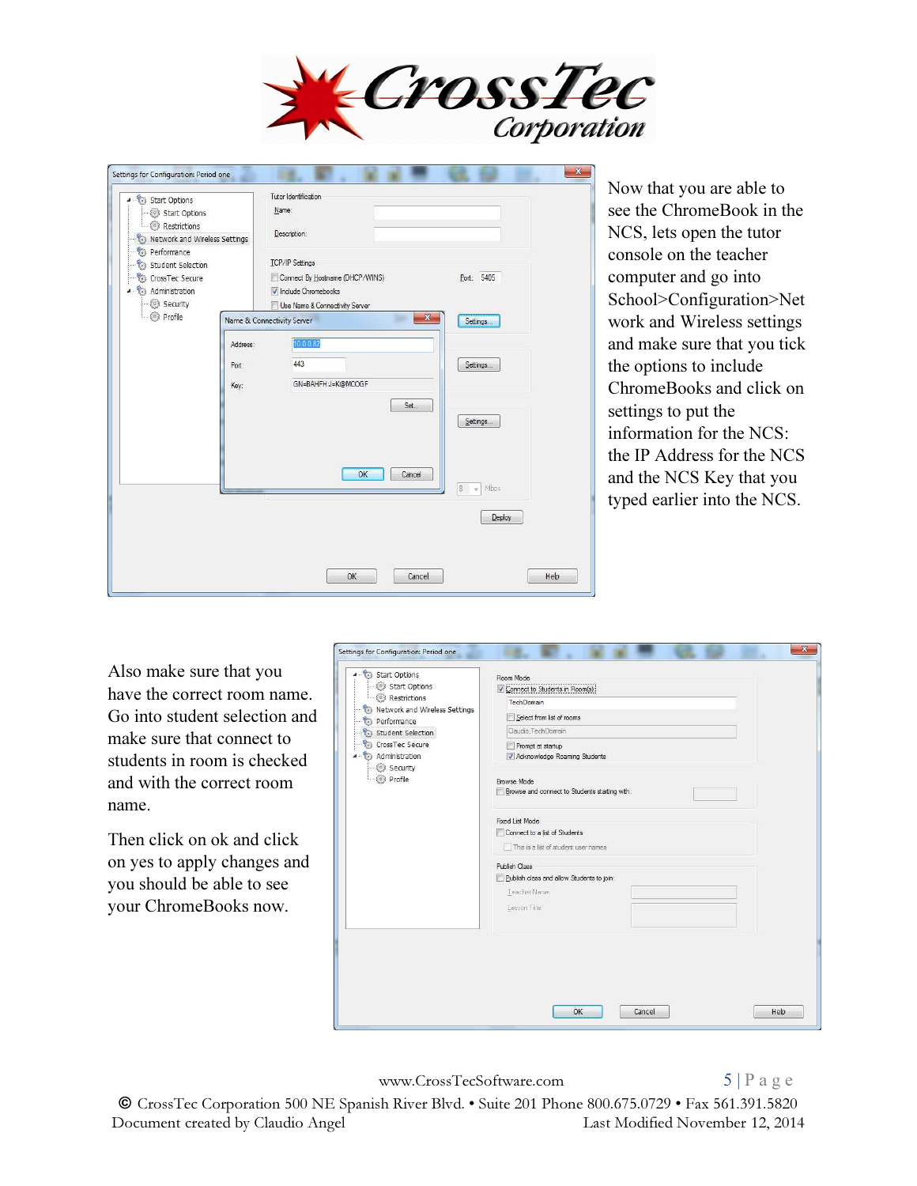Now that you are able to see the ChromeBook in the NCS, lets open the tutor console on the teacher computer and go into School>Configuration>Network and Wireless settings and make sure that you tick the options to include ChromeBooks and click on settings to put the information for the NCS: the IP Address for the NCS and the NCS Key that you typed earlier into the NCS.

Also make sure that you have the correct room name. Go into student selection and make sure that connect to students in room is checked and with the correct room name.

Then click on ok and click on yes to apply changes and you should be able to see your ChromeBooks now.

www.CrossTecSoftware.com

© CrossTec Corporation 500 NE Spanish River Blvd. • Suite 201 Phone 800.675.0729 • Fax 561.391.5820
Document created by Claudio Angel    Last Modified November 12, 2014